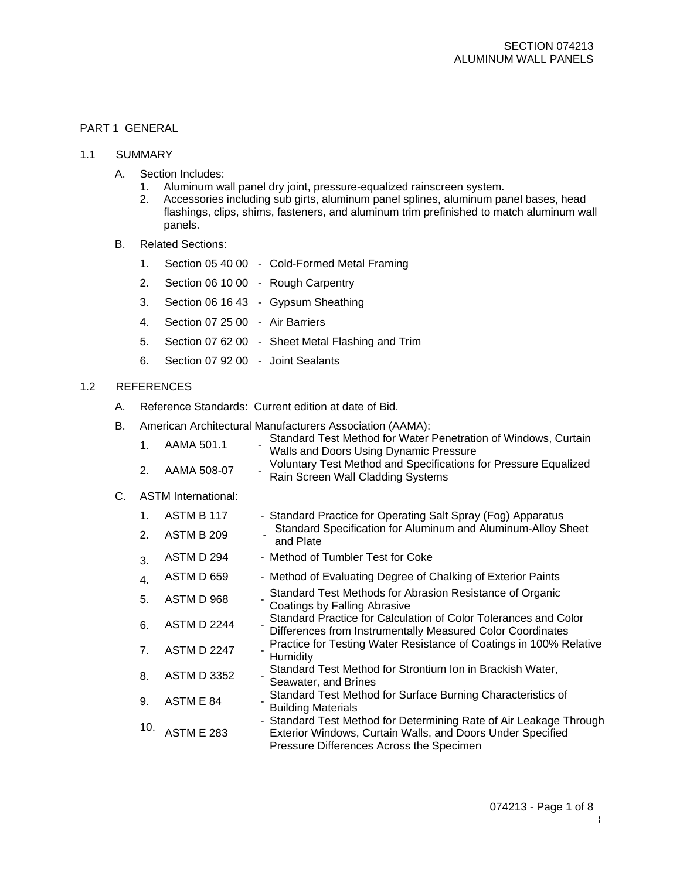# SECTION 074213
# ALUMINUM WALL PANELS

## PART 1 GENERAL

### 1.1 SUMMARY

A. Section Includes:
   1. Aluminum wall panel dry joint, pressure-equalized rainscreen system.
   2. Accessories including sub girts, aluminum panel splines, aluminum panel bases, head flashings, clips, shims, fasteners, and aluminum trim prefinished to match aluminum wall panels.

B. Related Sections:
   1. Section 05 40 00 - Cold-Formed Metal Framing
   2. Section 06 10 00 - Rough Carpentry
   3. Section 06 16 43 - Gypsum Sheathing
   4. Section 07 25 00 - Air Barriers
   5. Section 07 62 00 - Sheet Metal Flashing and Trim
   6. Section 07 92 00 - Joint Sealants

### 1.2 REFERENCES

A. Reference Standards: Current edition at date of Bid.

B. American Architectural Manufacturers Association (AAMA):
   1. AAMA 501.1 - Standard Test Method for Water Penetration of Windows, Curtain Walls and Doors Using Dynamic Pressure
   2. AAMA 508-07 - Voluntary Test Method and Specifications for Pressure Equalized Rain Screen Wall Cladding Systems

C. ASTM International:
   1. ASTM B 117 - Standard Practice for Operating Salt Spray (Fog) Apparatus
   2. ASTM B 209 - Standard Specification for Aluminum and Aluminum-Alloy Sheet and Plate
   3. ASTM D 294 - Method of Tumbler Test for Coke
   4. ASTM D 659 - Method of Evaluating Degree of Chalking of Exterior Paints
   5. ASTM D 968 - Standard Test Methods for Abrasion Resistance of Organic Coatings by Falling Abrasive
   6. ASTM D 2244 - Standard Practice for Calculation of Color Tolerances and Color Differences from Instrumentally Measured Color Coordinates
   7. ASTM D 2247 - Practice for Testing Water Resistance of Coatings in 100% Relative Humidity
   8. ASTM D 3352 - Standard Test Method for Strontium Ion in Brackish Water, Seawater, and Brines
   9. ASTM E 84 - Standard Test Method for Surface Burning Characteristics of Building Materials
   10. ASTM E 283 - Standard Test Method for Determining Rate of Air Leakage Through Exterior Windows, Curtain Walls, and Doors Under Specified Pressure Differences Across the Specimen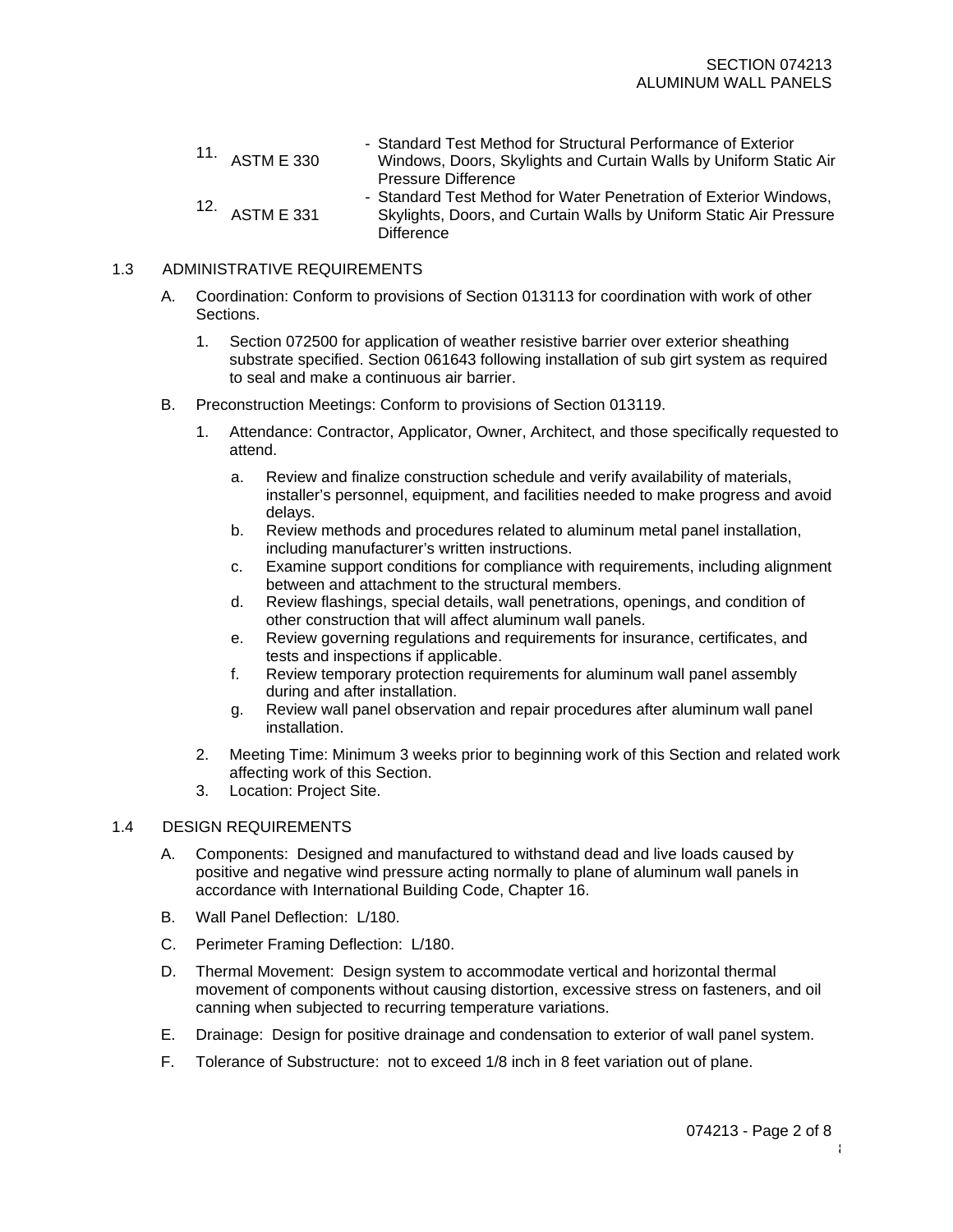11. ASTM E 330 - Standard Test Method for Structural Performance of Exterior Windows, Doors, Skylights and Curtain Walls by Uniform Static Air Pressure Difference
12. ASTM E 331 - Standard Test Method for Water Penetration of Exterior Windows, Skylights, Doors, and Curtain Walls by Uniform Static Air Pressure Difference

## 1.3 ADMINISTRATIVE REQUIREMENTS

A. Coordination: Conform to provisions of Section 013113 for coordination with work of other Sections.

1. Section 072500 for application of weather resistive barrier over exterior sheathing substrate specified. Section 061643 following installation of sub girt system as required to seal and make a continuous air barrier.

B. Preconstruction Meetings: Conform to provisions of Section 013119.

1. Attendance: Contractor, Applicator, Owner, Architect, and those specifically requested to attend.
   a. Review and finalize construction schedule and verify availability of materials, installer's personnel, equipment, and facilities needed to make progress and avoid delays.
   b. Review methods and procedures related to aluminum metal panel installation, including manufacturer's written instructions.
   c. Examine support conditions for compliance with requirements, including alignment between and attachment to the structural members.
   d. Review flashings, special details, wall penetrations, openings, and condition of other construction that will affect aluminum wall panels.
   e. Review governing regulations and requirements for insurance, certificates, and tests and inspections if applicable.
   f. Review temporary protection requirements for aluminum wall panel assembly during and after installation.
   g. Review wall panel observation and repair procedures after aluminum wall panel installation.
2. Meeting Time: Minimum 3 weeks prior to beginning work of this Section and related work affecting work of this Section.
3. Location: Project Site.

## 1.4 DESIGN REQUIREMENTS

A. Components: Designed and manufactured to withstand dead and live loads caused by positive and negative wind pressure acting normally to plane of aluminum wall panels in accordance with International Building Code, Chapter 16.

B. Wall Panel Deflection: L/180.

C. Perimeter Framing Deflection: L/180.

D. Thermal Movement: Design system to accommodate vertical and horizontal thermal movement of components without causing distortion, excessive stress on fasteners, and oil canning when subjected to recurring temperature variations.

E. Drainage: Design for positive drainage and condensation to exterior of wall panel system.

F. Tolerance of Substructure: not to exceed 1/8 inch in 8 feet variation out of plane.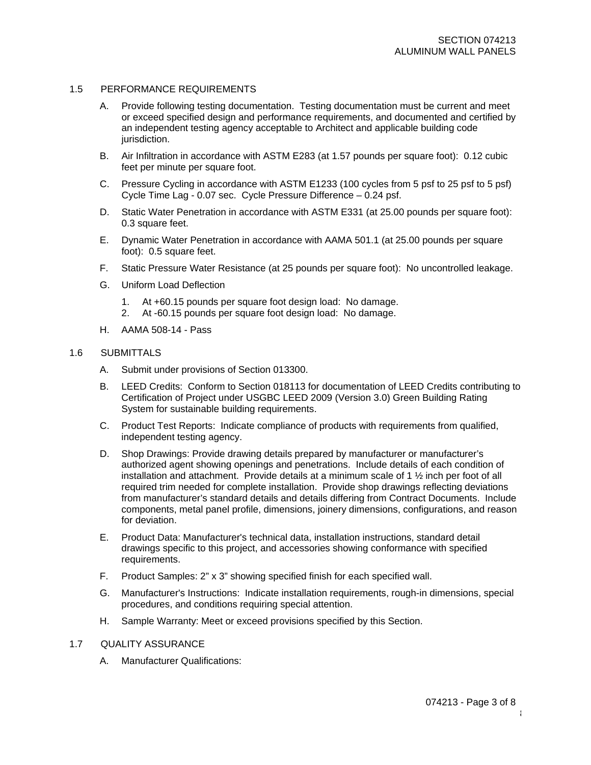## 1.5 PERFORMANCE REQUIREMENTS

A. Provide following testing documentation. Testing documentation must be current and meet or exceed specified design and performance requirements, and documented and certified by an independent testing agency acceptable to Architect and applicable building code jurisdiction.

B. Air Infiltration in accordance with ASTM E283 (at 1.57 pounds per square foot): 0.12 cubic feet per minute per square foot.

C. Pressure Cycling in accordance with ASTM E1233 (100 cycles from 5 psf to 25 psf to 5 psf) Cycle Time Lag - 0.07 sec. Cycle Pressure Difference – 0.24 psf.

D. Static Water Penetration in accordance with ASTM E331 (at 25.00 pounds per square foot): 0.3 square feet.

E. Dynamic Water Penetration in accordance with AAMA 501.1 (at 25.00 pounds per square foot): 0.5 square feet.

F. Static Pressure Water Resistance (at 25 pounds per square foot): No uncontrolled leakage.

G. Uniform Load Deflection

1. At +60.15 pounds per square foot design load: No damage.
2. At -60.15 pounds per square foot design load: No damage.

H. AAMA 508-14 - Pass

## 1.6 SUBMITTALS

A. Submit under provisions of Section 013300.

B. LEED Credits: Conform to Section 018113 for documentation of LEED Credits contributing to Certification of Project under USGBC LEED 2009 (Version 3.0) Green Building Rating System for sustainable building requirements.

C. Product Test Reports: Indicate compliance of products with requirements from qualified, independent testing agency.

D. Shop Drawings: Provide drawing details prepared by manufacturer or manufacturer's authorized agent showing openings and penetrations. Include details of each condition of installation and attachment. Provide details at a minimum scale of 1 ½ inch per foot of all required trim needed for complete installation. Provide shop drawings reflecting deviations from manufacturer's standard details and details differing from Contract Documents. Include components, metal panel profile, dimensions, joinery dimensions, configurations, and reason for deviation.

E. Product Data: Manufacturer's technical data, installation instructions, standard detail drawings specific to this project, and accessories showing conformance with specified requirements.

F. Product Samples: 2" x 3" showing specified finish for each specified wall.

G. Manufacturer's Instructions: Indicate installation requirements, rough-in dimensions, special procedures, and conditions requiring special attention.

H. Sample Warranty: Meet or exceed provisions specified by this Section.

## 1.7 QUALITY ASSURANCE

A. Manufacturer Qualifications: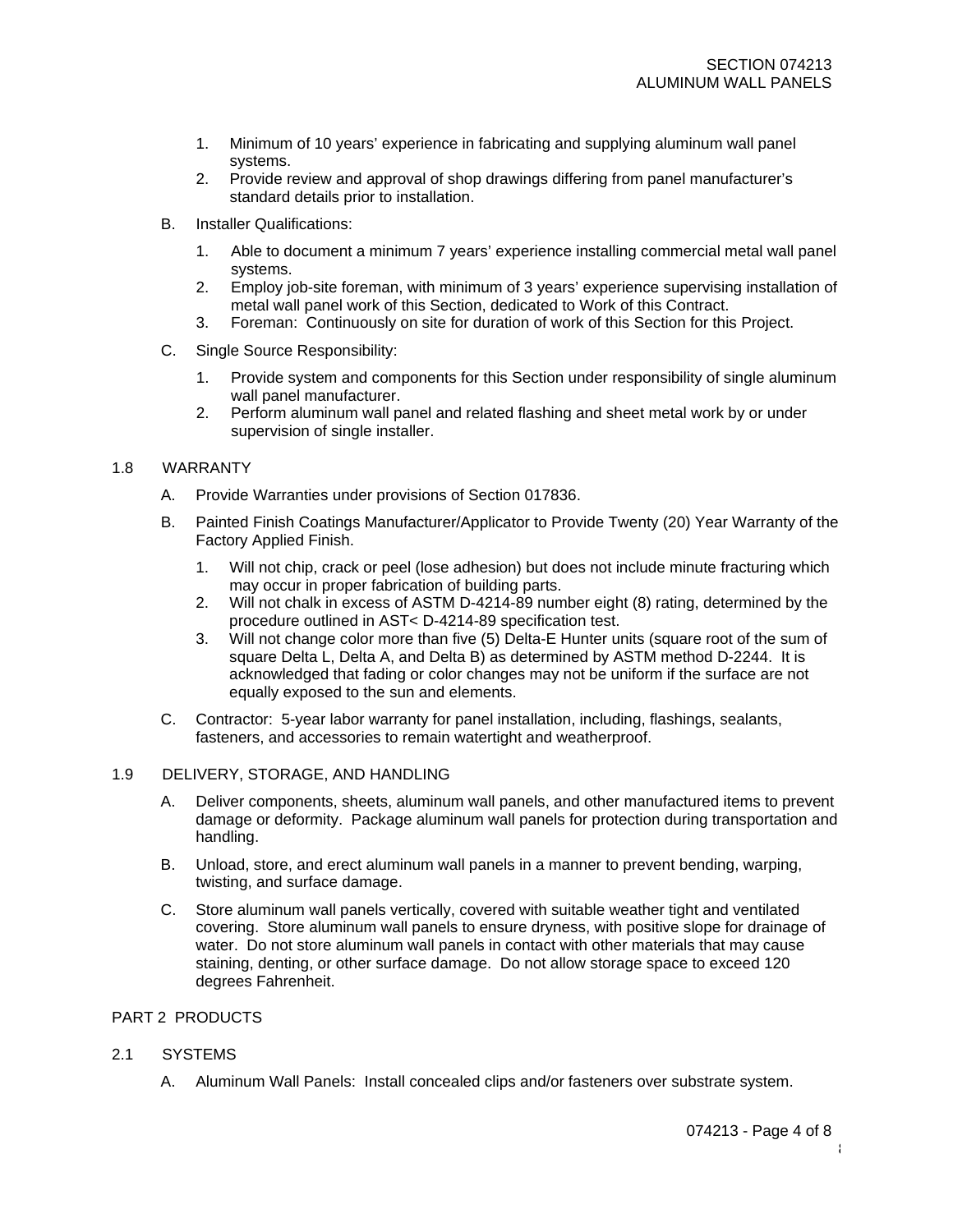1. Minimum of 10 years' experience in fabricating and supplying aluminum wall panel systems.
2. Provide review and approval of shop drawings differing from panel manufacturer's standard details prior to installation.

B. Installer Qualifications:

1. Able to document a minimum 7 years' experience installing commercial metal wall panel systems.
2. Employ job-site foreman, with minimum of 3 years' experience supervising installation of metal wall panel work of this Section, dedicated to Work of this Contract.
3. Foreman: Continuously on site for duration of work of this Section for this Project.

C. Single Source Responsibility:

1. Provide system and components for this Section under responsibility of single aluminum wall panel manufacturer.
2. Perform aluminum wall panel and related flashing and sheet metal work by or under supervision of single installer.

## 1.8 WARRANTY

A. Provide Warranties under provisions of Section 017836.

B. Painted Finish Coatings Manufacturer/Applicator to Provide Twenty (20) Year Warranty of the Factory Applied Finish.

1. Will not chip, crack or peel (lose adhesion) but does not include minute fracturing which may occur in proper fabrication of building parts.
2. Will not chalk in excess of ASTM D-4214-89 number eight (8) rating, determined by the procedure outlined in AST< D-4214-89 specification test.
3. Will not change color more than five (5) Delta-E Hunter units (square root of the sum of square Delta L, Delta A, and Delta B) as determined by ASTM method D-2244. It is acknowledged that fading or color changes may not be uniform if the surface are not equally exposed to the sun and elements.

C. Contractor: 5-year labor warranty for panel installation, including, flashings, sealants, fasteners, and accessories to remain watertight and weatherproof.

## 1.9 DELIVERY, STORAGE, AND HANDLING

A. Deliver components, sheets, aluminum wall panels, and other manufactured items to prevent damage or deformity. Package aluminum wall panels for protection during transportation and handling.

B. Unload, store, and erect aluminum wall panels in a manner to prevent bending, warping, twisting, and surface damage.

C. Store aluminum wall panels vertically, covered with suitable weather tight and ventilated covering. Store aluminum wall panels to ensure dryness, with positive slope for drainage of water. Do not store aluminum wall panels in contact with other materials that may cause staining, denting, or other surface damage. Do not allow storage space to exceed 120 degrees Fahrenheit.

# PART 2 PRODUCTS

## 2.1 SYSTEMS

A. Aluminum Wall Panels: Install concealed clips and/or fasteners over substrate system.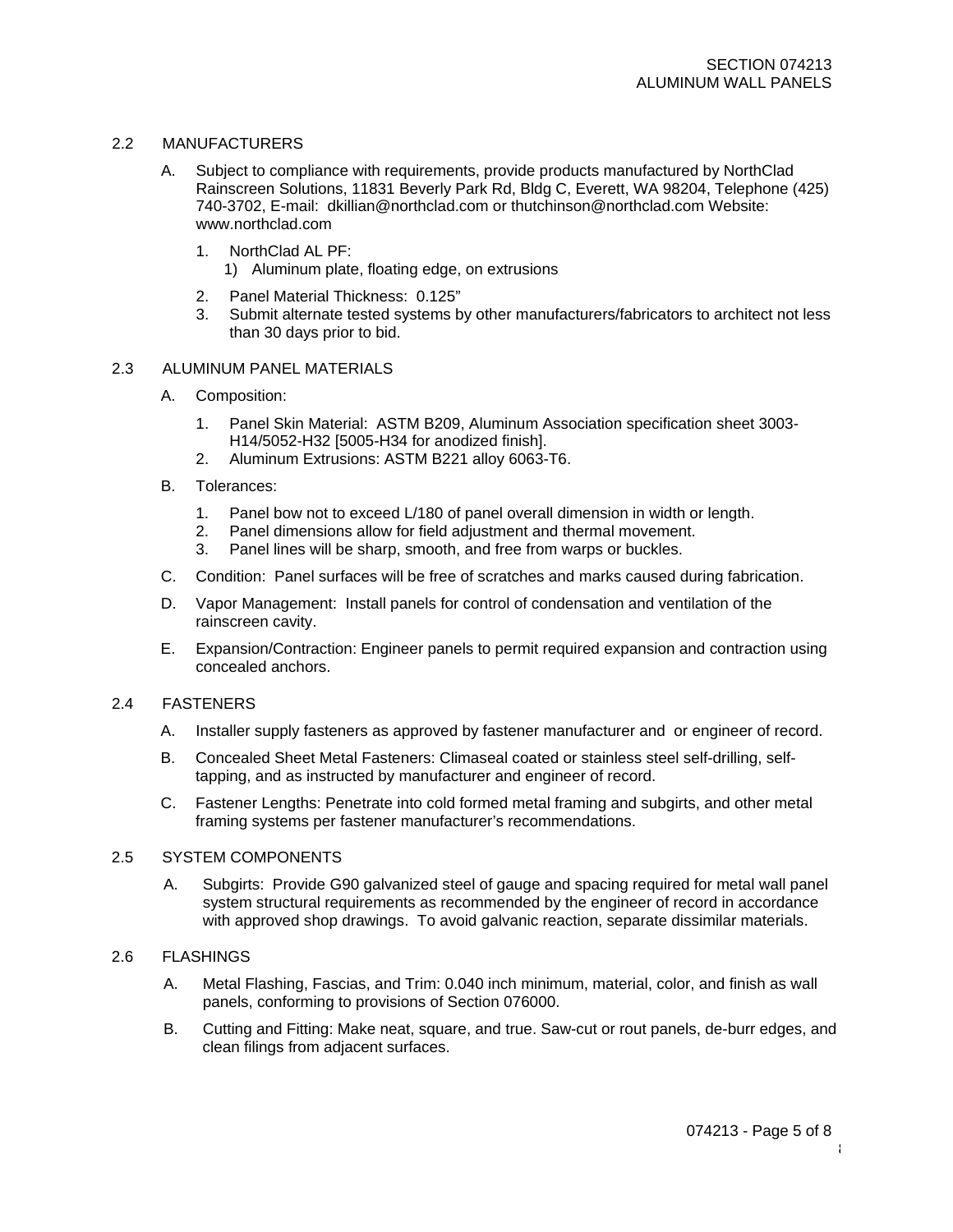## 2.2 MANUFACTURERS

A. Subject to compliance with requirements, provide products manufactured by NorthClad Rainscreen Solutions, 11831 Beverly Park Rd, Bldg C, Everett, WA 98204, Telephone (425) 740-3702, E-mail: dkillian@northclad.com or thutchinson@northclad.com Website: www.northclad.com

1. NorthClad AL PF:
   1) Aluminum plate, floating edge, on extrusions
2. Panel Material Thickness: 0.125"
3. Submit alternate tested systems by other manufacturers/fabricators to architect not less than 30 days prior to bid.

## 2.3 ALUMINUM PANEL MATERIALS

A. Composition:

1. Panel Skin Material: ASTM B209, Aluminum Association specification sheet 3003-H14/5052-H32 [5005-H34 for anodized finish].
2. Aluminum Extrusions: ASTM B221 alloy 6063-T6.

B. Tolerances:

1. Panel bow not to exceed L/180 of panel overall dimension in width or length.
2. Panel dimensions allow for field adjustment and thermal movement.
3. Panel lines will be sharp, smooth, and free from warps or buckles.

C. Condition: Panel surfaces will be free of scratches and marks caused during fabrication.

D. Vapor Management: Install panels for control of condensation and ventilation of the rainscreen cavity.

E. Expansion/Contraction: Engineer panels to permit required expansion and contraction using concealed anchors.

## 2.4 FASTENERS

A. Installer supply fasteners as approved by fastener manufacturer and or engineer of record.

B. Concealed Sheet Metal Fasteners: Climaseal coated or stainless steel self-drilling, self-tapping, and as instructed by manufacturer and engineer of record.

C. Fastener Lengths: Penetrate into cold formed metal framing and subgirts, and other metal framing systems per fastener manufacturer's recommendations.

## 2.5 SYSTEM COMPONENTS

A. Subgirts: Provide G90 galvanized steel of gauge and spacing required for metal wall panel system structural requirements as recommended by the engineer of record in accordance with approved shop drawings. To avoid galvanic reaction, separate dissimilar materials.

## 2.6 FLASHINGS

A. Metal Flashing, Fascias, and Trim: 0.040 inch minimum, material, color, and finish as wall panels, conforming to provisions of Section 076000.

B. Cutting and Fitting: Make neat, square, and true. Saw-cut or rout panels, de-burr edges, and clean filings from adjacent surfaces.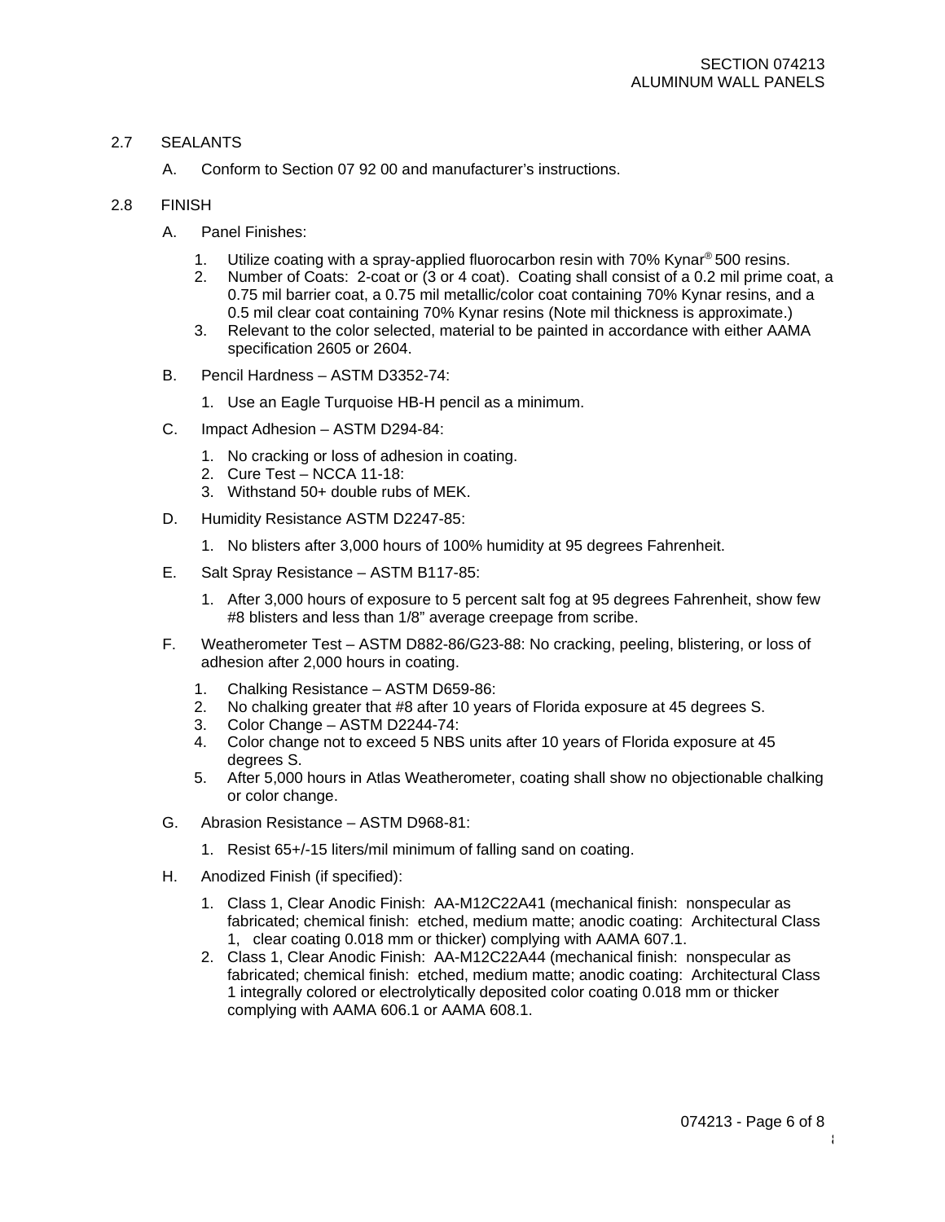2.7 SEALANTS

A. Conform to Section 07 92 00 and manufacturer's instructions.

2.8 FINISH

A. Panel Finishes:

1. Utilize coating with a spray-applied fluorocarbon resin with 70% Kynar® 500 resins.
2. Number of Coats: 2-coat or (3 or 4 coat). Coating shall consist of a 0.2 mil prime coat, a 0.75 mil barrier coat, a 0.75 mil metallic/color coat containing 70% Kynar resins, and a 0.5 mil clear coat containing 70% Kynar resins (Note mil thickness is approximate.)
3. Relevant to the color selected, material to be painted in accordance with either AAMA specification 2605 or 2604.

B. Pencil Hardness – ASTM D3352-74:

1. Use an Eagle Turquoise HB-H pencil as a minimum.

C. Impact Adhesion – ASTM D294-84:

1. No cracking or loss of adhesion in coating.
2. Cure Test – NCCA 11-18:
3. Withstand 50+ double rubs of MEK.

D. Humidity Resistance ASTM D2247-85:

1. No blisters after 3,000 hours of 100% humidity at 95 degrees Fahrenheit.

E. Salt Spray Resistance – ASTM B117-85:

1. After 3,000 hours of exposure to 5 percent salt fog at 95 degrees Fahrenheit, show few #8 blisters and less than 1/8" average creepage from scribe.

F. Weatherometer Test – ASTM D882-86/G23-88: No cracking, peeling, blistering, or loss of adhesion after 2,000 hours in coating.

1. Chalking Resistance – ASTM D659-86:
2. No chalking greater that #8 after 10 years of Florida exposure at 45 degrees S.
3. Color Change – ASTM D2244-74:
4. Color change not to exceed 5 NBS units after 10 years of Florida exposure at 45 degrees S.
5. After 5,000 hours in Atlas Weatherometer, coating shall show no objectionable chalking or color change.

G. Abrasion Resistance – ASTM D968-81:

1. Resist 65+/-15 liters/mil minimum of falling sand on coating.

H. Anodized Finish (if specified):

1. Class 1, Clear Anodic Finish: AA-M12C22A41 (mechanical finish: nonspecular as fabricated; chemical finish: etched, medium matte; anodic coating: Architectural Class 1, clear coating 0.018 mm or thicker) complying with AAMA 607.1.
2. Class 1, Clear Anodic Finish: AA-M12C22A44 (mechanical finish: nonspecular as fabricated; chemical finish: etched, medium matte; anodic coating: Architectural Class 1 integrally colored or electrolytically deposited color coating 0.018 mm or thicker complying with AAMA 606.1 or AAMA 608.1.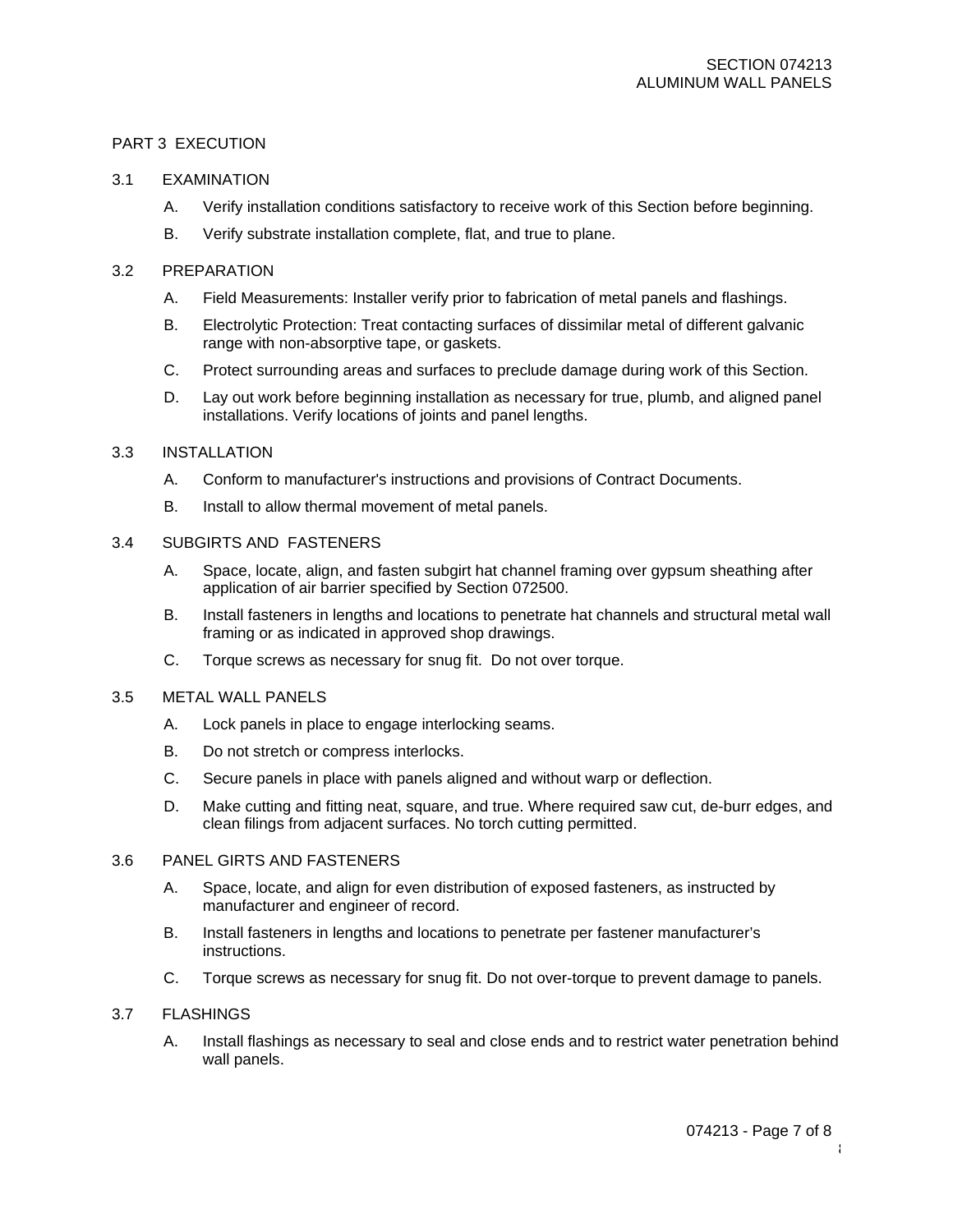## PART 3 EXECUTION

### 3.1 EXAMINATION

A. Verify installation conditions satisfactory to receive work of this Section before beginning.

B. Verify substrate installation complete, flat, and true to plane.

### 3.2 PREPARATION

A. Field Measurements: Installer verify prior to fabrication of metal panels and flashings.

B. Electrolytic Protection: Treat contacting surfaces of dissimilar metal of different galvanic range with non-absorptive tape, or gaskets.

C. Protect surrounding areas and surfaces to preclude damage during work of this Section.

D. Lay out work before beginning installation as necessary for true, plumb, and aligned panel installations. Verify locations of joints and panel lengths.

### 3.3 INSTALLATION

A. Conform to manufacturer's instructions and provisions of Contract Documents.

B. Install to allow thermal movement of metal panels.

### 3.4 SUBGIRTS AND FASTENERS

A. Space, locate, align, and fasten subgirt hat channel framing over gypsum sheathing after application of air barrier specified by Section 072500.

B. Install fasteners in lengths and locations to penetrate hat channels and structural metal wall framing or as indicated in approved shop drawings.

C. Torque screws as necessary for snug fit. Do not over torque.

### 3.5 METAL WALL PANELS

A. Lock panels in place to engage interlocking seams.

B. Do not stretch or compress interlocks.

C. Secure panels in place with panels aligned and without warp or deflection.

D. Make cutting and fitting neat, square, and true. Where required saw cut, de-burr edges, and clean filings from adjacent surfaces. No torch cutting permitted.

### 3.6 PANEL GIRTS AND FASTENERS

A. Space, locate, and align for even distribution of exposed fasteners, as instructed by manufacturer and engineer of record.

B. Install fasteners in lengths and locations to penetrate per fastener manufacturer's instructions.

C. Torque screws as necessary for snug fit. Do not over-torque to prevent damage to panels.

### 3.7 FLASHINGS

A. Install flashings as necessary to seal and close ends and to restrict water penetration behind wall panels.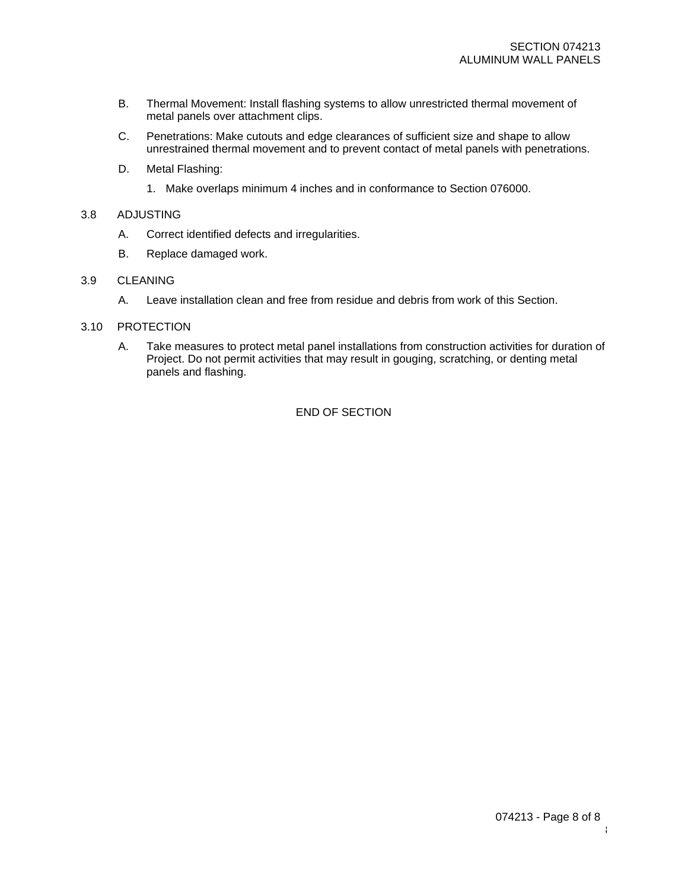B. Thermal Movement: Install flashing systems to allow unrestricted thermal movement of metal panels over attachment clips.

C. Penetrations: Make cutouts and edge clearances of sufficient size and shape to allow unrestrained thermal movement and to prevent contact of metal panels with penetrations.

D. Metal Flashing:

1. Make overlaps minimum 4 inches and in conformance to Section 076000.

## 3.8 ADJUSTING

A. Correct identified defects and irregularities.

B. Replace damaged work.

## 3.9 CLEANING

A. Leave installation clean and free from residue and debris from work of this Section.

## 3.10 PROTECTION

A. Take measures to protect metal panel installations from construction activities for duration of Project. Do not permit activities that may result in gouging, scratching, or denting metal panels and flashing.

END OF SECTION